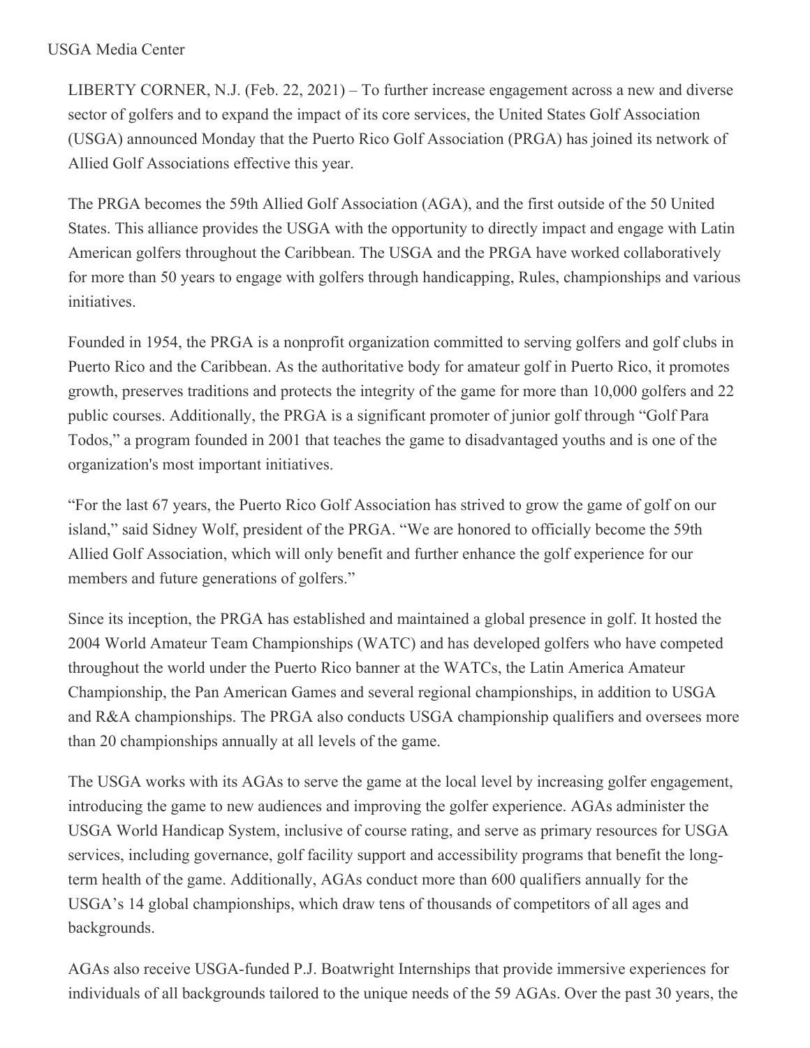USGA Media Center

LIBERTY CORNER, N.J. (Feb. 22, 2021) – To further increase engagement across a new and diverse sector of golfers and to expand the impact of its core services, the United States Golf Association (USGA) announced Monday that the Puerto Rico Golf Association (PRGA) has joined its network of Allied Golf Associations effective this year.

The PRGA becomes the 59th Allied Golf Association (AGA), and the first outside of the 50 United States. This alliance provides the USGA with the opportunity to directly impact and engage with Latin American golfers throughout the Caribbean. The USGA and the PRGA have worked collaboratively for more than 50 years to engage with golfers through handicapping, Rules, championships and various initiatives.

Founded in 1954, the PRGA is a nonprofit organization committed to serving golfers and golf clubs in Puerto Rico and the Caribbean. As the authoritative body for amateur golf in Puerto Rico, it promotes growth, preserves traditions and protects the integrity of the game for more than 10,000 golfers and 22 public courses. Additionally, the PRGA is a significant promoter of junior golf through "Golf Para Todos," a program founded in 2001 that teaches the game to disadvantaged youths and is one of the organization's most important initiatives.

"For the last 67 years, the Puerto Rico Golf Association has strived to grow the game of golf on our island," said Sidney Wolf, president of the PRGA. "We are honored to officially become the 59th Allied Golf Association, which will only benefit and further enhance the golf experience for our members and future generations of golfers."

Since its inception, the PRGA has established and maintained a global presence in golf. It hosted the 2004 World Amateur Team Championships (WATC) and has developed golfers who have competed throughout the world under the Puerto Rico banner at the WATCs, the Latin America Amateur Championship, the Pan American Games and several regional championships, in addition to USGA and R&A championships. The PRGA also conducts USGA championship qualifiers and oversees more than 20 championships annually at all levels of the game.

The USGA works with its AGAs to serve the game at the local level by increasing golfer engagement, introducing the game to new audiences and improving the golfer experience. AGAs administer the USGA World Handicap System, inclusive of course rating, and serve as primary resources for USGA services, including governance, golf facility support and accessibility programs that benefit the long-term health of the game. Additionally, AGAs conduct more than 600 qualifiers annually for the USGA's 14 global championships, which draw tens of thousands of competitors of all ages and backgrounds.

AGAs also receive USGA-funded P.J. Boatwright Internships that provide immersive experiences for individuals of all backgrounds tailored to the unique needs of the 59 AGAs. Over the past 30 years, the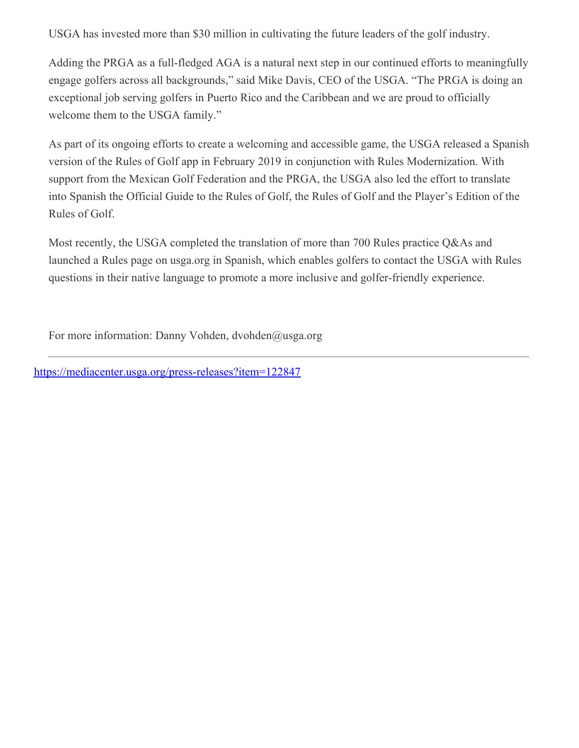USGA has invested more than $30 million in cultivating the future leaders of the golf industry.

Adding the PRGA as a full-fledged AGA is a natural next step in our continued efforts to meaningfully engage golfers across all backgrounds," said Mike Davis, CEO of the USGA. "The PRGA is doing an exceptional job serving golfers in Puerto Rico and the Caribbean and we are proud to officially welcome them to the USGA family."

As part of its ongoing efforts to create a welcoming and accessible game, the USGA released a Spanish version of the Rules of Golf app in February 2019 in conjunction with Rules Modernization. With support from the Mexican Golf Federation and the PRGA, the USGA also led the effort to translate into Spanish the Official Guide to the Rules of Golf, the Rules of Golf and the Player's Edition of the Rules of Golf.

Most recently, the USGA completed the translation of more than 700 Rules practice Q&As and launched a Rules page on usga.org in Spanish, which enables golfers to contact the USGA with Rules questions in their native language to promote a more inclusive and golfer-friendly experience.

For more information: Danny Vohden, dvohden@usga.org

---

https://mediacenter.usga.org/press-releases?item=122847